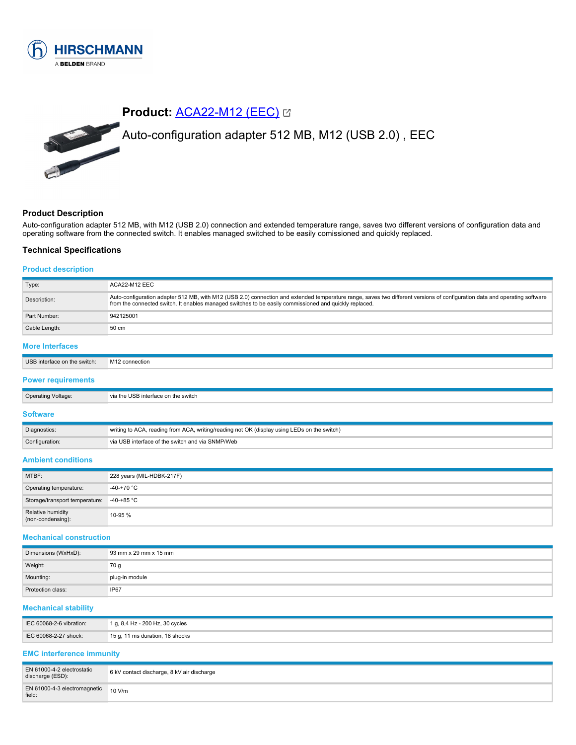# Product: [ACA22-M12 (EEC)]

## Auto-configuration adapter 512 MB, M12 (USB 2.0) , EEC

### Product Description

Auto-configuration adapter 512 MB, with M12 (USB 2.0) connection and extended temperature range, saves two different versions of configuration data and operating software from the connected switch. It enables managed switched to be easily comissioned and quickly replaced.

### Technical Specifications

#### Product description

| | |
|---|---|
| Type: | ACA22-M12 EEC |
| Description: | Auto-configuration adapter 512 MB, with M12 (USB 2.0) connection and extended temperature range, saves two different versions of configuration data and operating software from the connected switch. It enables managed switches to be easily commissioned and quickly replaced. |
| Part Number: | 942125001 |
| Cable Length: | 50 cm |

#### More Interfaces

| | |
|---|---|
| USB interface on the switch: | M12 connection |

#### Power requirements

| | |
|---|---|
| Operating Voltage: | via the USB interface on the switch |

#### Software

| | |
|---|---|
| Diagnostics: | writing to ACA, reading from ACA, writing/reading not OK (display using LEDs on the switch) |
| Configuration: | via USB interface of the switch and via SNMP/Web |

#### Ambient conditions

| | |
|---|---|
| MTBF: | 228 years (MIL-HDBK-217F) |
| Operating temperature: | -40-+70 °C |
| Storage/transport temperature: | -40-+85 °C |
| Relative humidity (non-condensing): | 10-95 % |

#### Mechanical construction

| | |
|---|---|
| Dimensions (WxHxD): | 93 mm x 29 mm x 15 mm |
| Weight: | 70 g |
| Mounting: | plug-in module |
| Protection class: | IP67 |

#### Mechanical stability

| | |
|---|---|
| IEC 60068-2-6 vibration: | 1 g, 8,4 Hz - 200 Hz, 30 cycles |
| IEC 60068-2-27 shock: | 15 g, 11 ms duration, 18 shocks |

#### EMC interference immunity

| | |
|---|---|
| EN 61000-4-2 electrostatic discharge (ESD): | 6 kV contact discharge, 8 kV air discharge |
| EN 61000-4-3 electromagnetic field: | 10 V/m |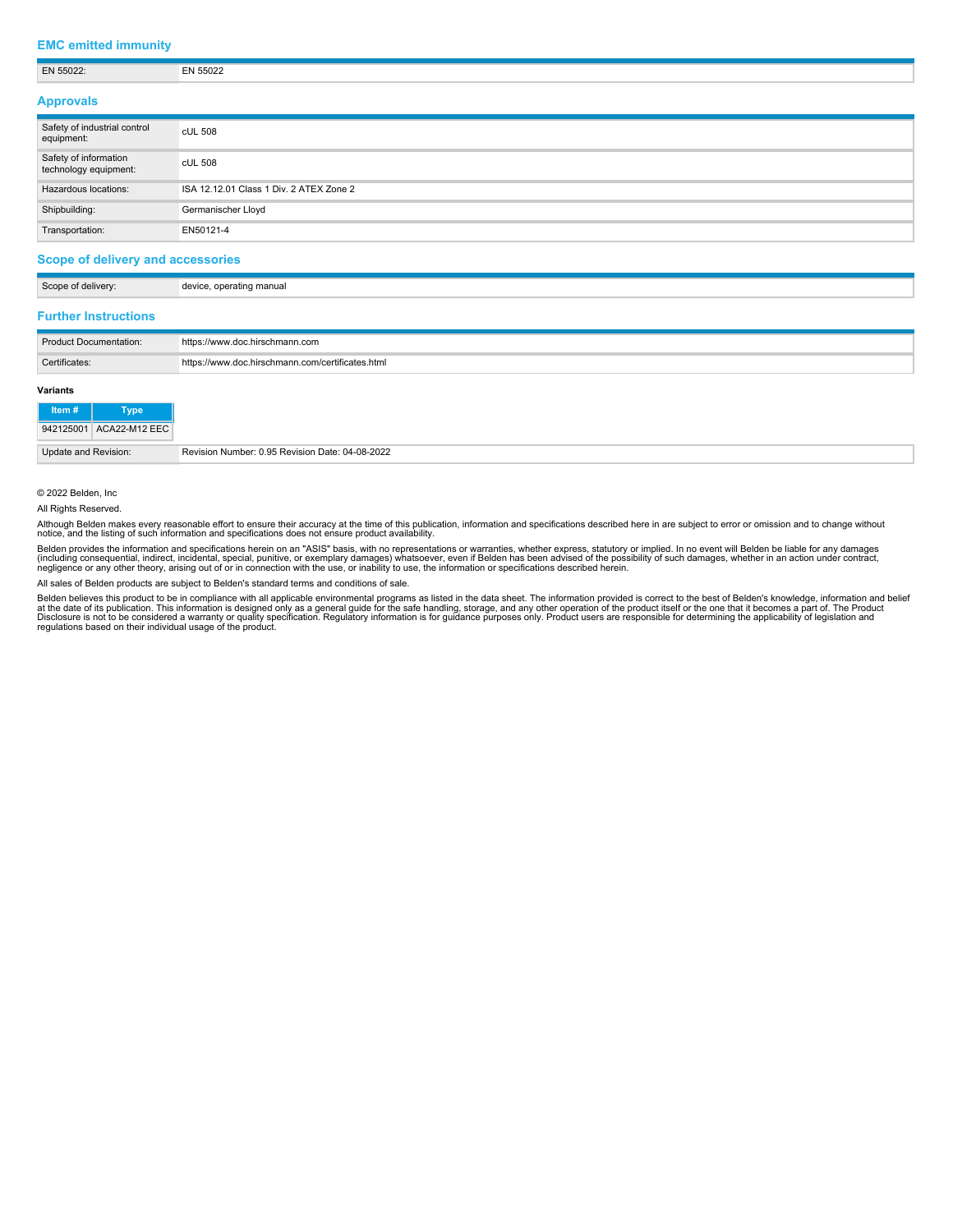## EMC emitted immunity

| | |
|---|---|
| EN 55022: | EN 55022 |

## Approvals

| | |
|---|---|
| Safety of industrial control equipment: | cUL 508 |
| Safety of information technology equipment: | cUL 508 |
| Hazardous locations: | ISA 12.12.01 Class 1 Div. 2 ATEX Zone 2 |
| Shipbuilding: | Germanischer Lloyd |
| Transportation: | EN50121-4 |

## Scope of delivery and accessories

| | |
|---|---|
| Scope of delivery: | device, operating manual |

## Further Instructions

| | |
|---|---|
| Product Documentation: | https://www.doc.hirschmann.com |
| Certificates: | https://www.doc.hirschmann.com/certificates.html |

**Variants**

| Item # | Type |
|---|---|
| 942125001 | ACA22-M12 EEC |

| | |
|---|---|
| Update and Revision: | Revision Number: 0.95 Revision Date: 04-08-2022 |

© 2022 Belden, Inc

All Rights Reserved.

Although Belden makes every reasonable effort to ensure their accuracy at the time of this publication, information and specifications described here in are subject to error or omission and to change without notice, and the listing of such information and specifications does not ensure product availability.

Belden provides the information and specifications herein on an "ASIS" basis, with no representations or warranties, whether express, statutory or implied. In no event will Belden be liable for any damages (including consequential, indirect, incidental, special, punitive, or exemplary damages) whatsoever, even if Belden has been advised of the possibility of such damages, whether in an action under contract, negligence or any other theory, arising out of or in connection with the use, or inability to use, the information or specifications described herein.

All sales of Belden products are subject to Belden's standard terms and conditions of sale.

Belden believes this product to be in compliance with all applicable environmental programs as listed in the data sheet. The information provided is correct to the best of Belden's knowledge, information and belief at the date of its publication. This information is designed only as a general guide for the safe handling, storage, and any other operation of the product itself or the one that it becomes a part of. The Product Disclosure is not to be considered a warranty or quality specification. Regulatory information is for guidance purposes only. Product users are responsible for determining the applicability of legislation and regulations based on their individual usage of the product.